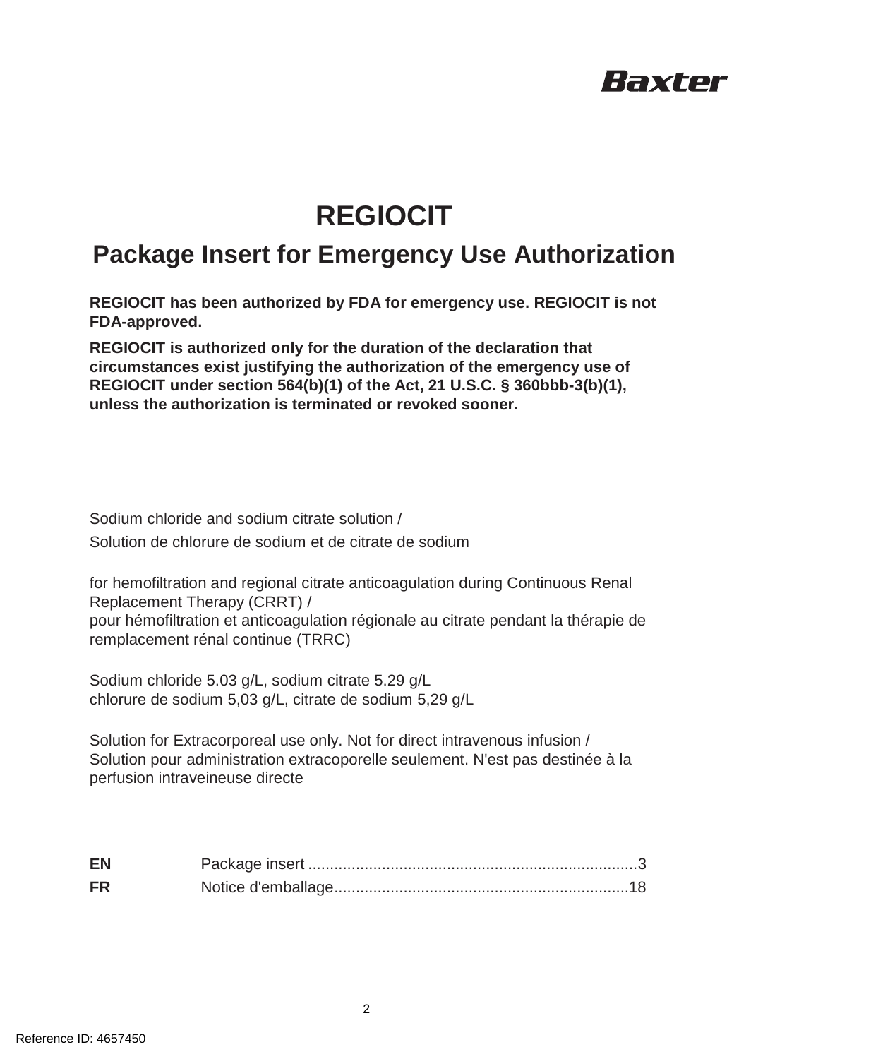Baxter

# REGIOCIT

## Package Insert for Emergency Use Authorization

**REGIOCIT has been authorized by FDA for emergency use. REGIOCIT is not FDA-approved.**

**REGIOCIT is authorized only for the duration of the declaration that circumstances exist justifying the authorization of the emergency use of REGIOCIT under section 564(b)(1) of the Act, 21 U.S.C. § 360bbb-3(b)(1), unless the authorization is terminated or revoked sooner.**

Sodium chloride and sodium citrate solution /
Solution de chlorure de sodium et de citrate de sodium

for hemofiltration and regional citrate anticoagulation during Continuous Renal Replacement Therapy (CRRT) /
pour hémofiltration et anticoagulation régionale au citrate pendant la thérapie de remplacement rénal continue (TRRC)

Sodium chloride 5.03 g/L, sodium citrate 5.29 g/L
chlorure de sodium 5,03 g/L, citrate de sodium 5,29 g/L

Solution for Extracorporeal use only. Not for direct intravenous infusion /
Solution pour administration extracoporelle seulement. N'est pas destinée à la perfusion intraveineuse directe

**EN** Package insert ............................................................................3
**FR** Notice d'emballage....................................................................18

Reference ID: 4657450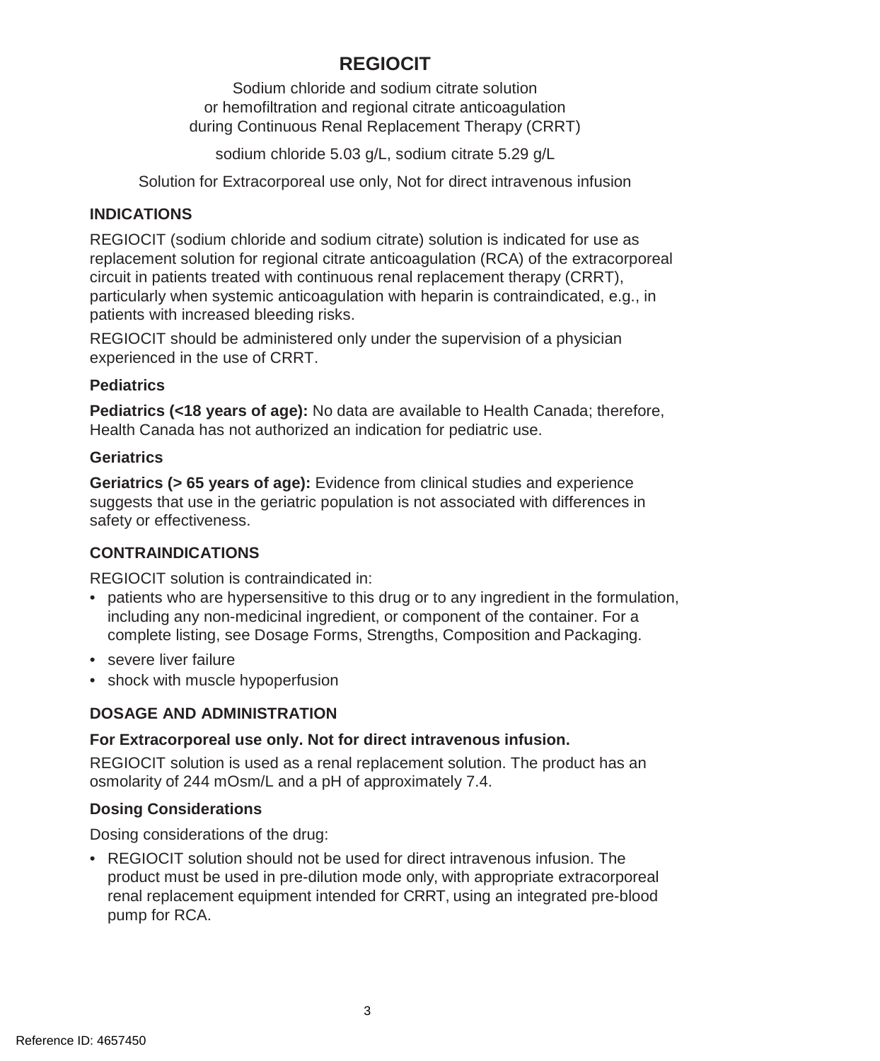# REGIOCIT

Sodium chloride and sodium citrate solution
or hemofiltration and regional citrate anticoagulation
during Continuous Renal Replacement Therapy (CRRT)

sodium chloride 5.03 g/L, sodium citrate 5.29 g/L

Solution for Extracorporeal use only, Not for direct intravenous infusion

## INDICATIONS

REGIOCIT (sodium chloride and sodium citrate) solution is indicated for use as replacement solution for regional citrate anticoagulation (RCA) of the extracorporeal circuit in patients treated with continuous renal replacement therapy (CRRT), particularly when systemic anticoagulation with heparin is contraindicated, e.g., in patients with increased bleeding risks.

REGIOCIT should be administered only under the supervision of a physician experienced in the use of CRRT.

### Pediatrics

**Pediatrics (<18 years of age):** No data are available to Health Canada; therefore, Health Canada has not authorized an indication for pediatric use.

### Geriatrics

**Geriatrics (> 65 years of age):** Evidence from clinical studies and experience suggests that use in the geriatric population is not associated with differences in safety or effectiveness.

## CONTRAINDICATIONS

REGIOCIT solution is contraindicated in:

- patients who are hypersensitive to this drug or to any ingredient in the formulation, including any non-medicinal ingredient, or component of the container. For a complete listing, see Dosage Forms, Strengths, Composition and Packaging.
- severe liver failure
- shock with muscle hypoperfusion

## DOSAGE AND ADMINISTRATION

**For Extracorporeal use only. Not for direct intravenous infusion.**

REGIOCIT solution is used as a renal replacement solution. The product has an osmolarity of 244 mOsm/L and a pH of approximately 7.4.

### Dosing Considerations

Dosing considerations of the drug:

- REGIOCIT solution should not be used for direct intravenous infusion. The product must be used in pre-dilution mode only, with appropriate extracorporeal renal replacement equipment intended for CRRT, using an integrated pre-blood pump for RCA.

Reference ID: 4657450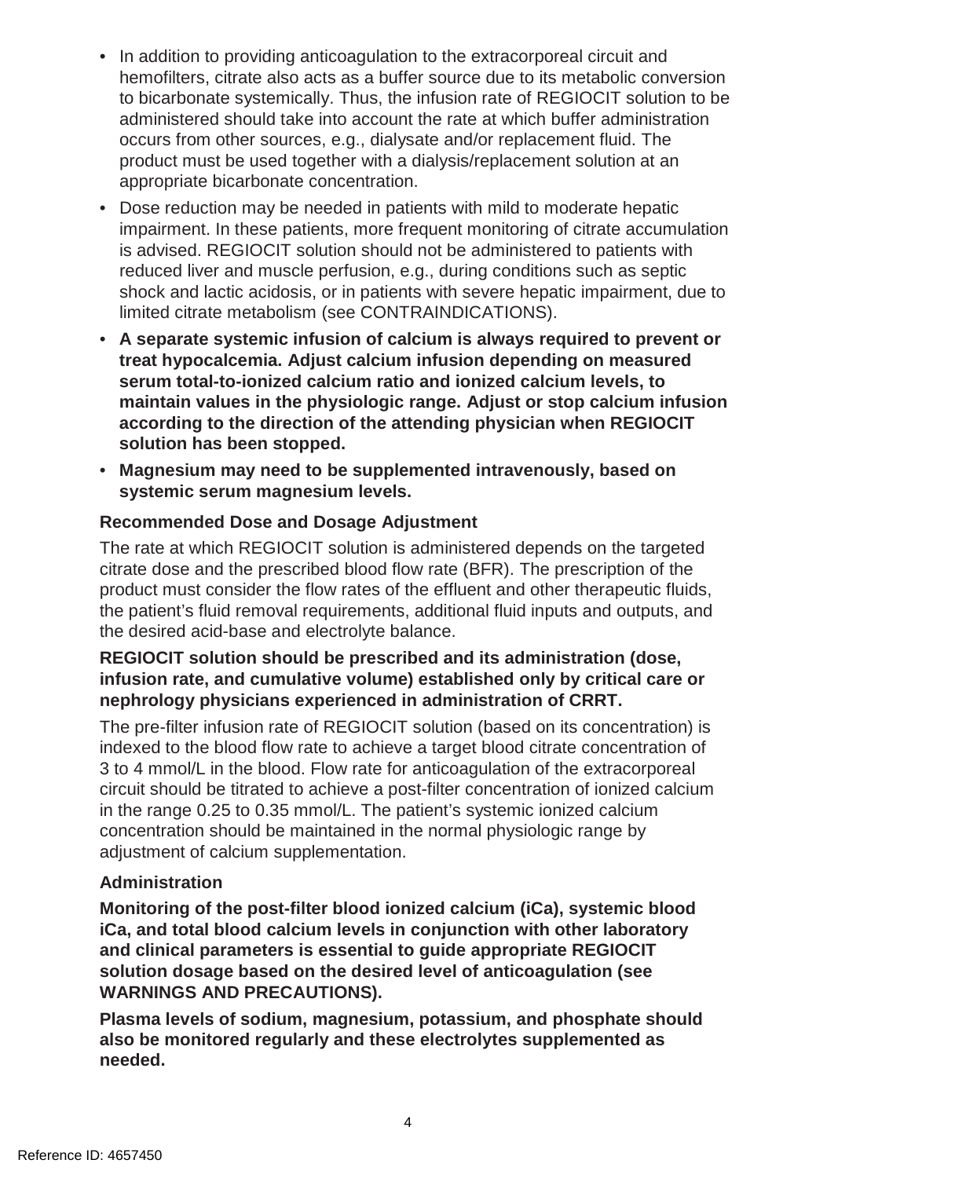- In addition to providing anticoagulation to the extracorporeal circuit and hemofilters, citrate also acts as a buffer source due to its metabolic conversion to bicarbonate systemically. Thus, the infusion rate of REGIOCIT solution to be administered should take into account the rate at which buffer administration occurs from other sources, e.g., dialysate and/or replacement fluid. The product must be used together with a dialysis/replacement solution at an appropriate bicarbonate concentration.
- Dose reduction may be needed in patients with mild to moderate hepatic impairment. In these patients, more frequent monitoring of citrate accumulation is advised. REGIOCIT solution should not be administered to patients with reduced liver and muscle perfusion, e.g., during conditions such as septic shock and lactic acidosis, or in patients with severe hepatic impairment, due to limited citrate metabolism (see CONTRAINDICATIONS).
- **A separate systemic infusion of calcium is always required to prevent or treat hypocalcemia. Adjust calcium infusion depending on measured serum total-to-ionized calcium ratio and ionized calcium levels, to maintain values in the physiologic range. Adjust or stop calcium infusion according to the direction of the attending physician when REGIOCIT solution has been stopped.**
- **Magnesium may need to be supplemented intravenously, based on systemic serum magnesium levels.**

### Recommended Dose and Dosage Adjustment

The rate at which REGIOCIT solution is administered depends on the targeted citrate dose and the prescribed blood flow rate (BFR). The prescription of the product must consider the flow rates of the effluent and other therapeutic fluids, the patient's fluid removal requirements, additional fluid inputs and outputs, and the desired acid-base and electrolyte balance.

**REGIOCIT solution should be prescribed and its administration (dose, infusion rate, and cumulative volume) established only by critical care or nephrology physicians experienced in administration of CRRT.**

The pre-filter infusion rate of REGIOCIT solution (based on its concentration) is indexed to the blood flow rate to achieve a target blood citrate concentration of 3 to 4 mmol/L in the blood. Flow rate for anticoagulation of the extracorporeal circuit should be titrated to achieve a post-filter concentration of ionized calcium in the range 0.25 to 0.35 mmol/L. The patient's systemic ionized calcium concentration should be maintained in the normal physiologic range by adjustment of calcium supplementation.

### Administration

**Monitoring of the post-filter blood ionized calcium (iCa), systemic blood iCa, and total blood calcium levels in conjunction with other laboratory and clinical parameters is essential to guide appropriate REGIOCIT solution dosage based on the desired level of anticoagulation (see WARNINGS AND PRECAUTIONS).**

**Plasma levels of sodium, magnesium, potassium, and phosphate should also be monitored regularly and these electrolytes supplemented as needed.**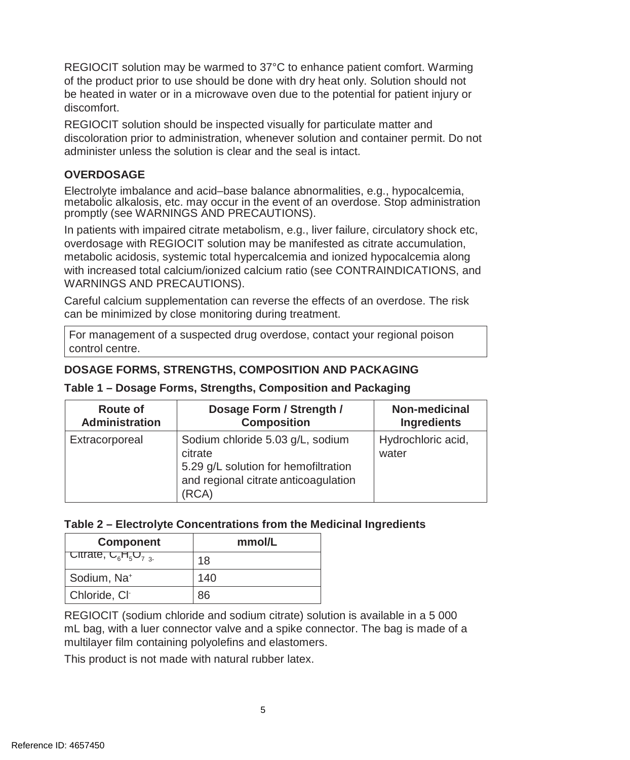REGIOCIT solution may be warmed to 37°C to enhance patient comfort. Warming of the product prior to use should be done with dry heat only. Solution should not be heated in water or in a microwave oven due to the potential for patient injury or discomfort.

REGIOCIT solution should be inspected visually for particulate matter and discoloration prior to administration, whenever solution and container permit. Do not administer unless the solution is clear and the seal is intact.

## OVERDOSAGE

Electrolyte imbalance and acid–base balance abnormalities, e.g., hypocalcemia, metabolic alkalosis, etc. may occur in the event of an overdose. Stop administration promptly (see WARNINGS AND PRECAUTIONS).

In patients with impaired citrate metabolism, e.g., liver failure, circulatory shock etc, overdosage with REGIOCIT solution may be manifested as citrate accumulation, metabolic acidosis, systemic total hypercalcemia and ionized hypocalcemia along with increased total calcium/ionized calcium ratio (see CONTRAINDICATIONS, and WARNINGS AND PRECAUTIONS).

Careful calcium supplementation can reverse the effects of an overdose. The risk can be minimized by close monitoring during treatment.

> For management of a suspected drug overdose, contact your regional poison control centre.

## DOSAGE FORMS, STRENGTHS, COMPOSITION AND PACKAGING

**Table 1 – Dosage Forms, Strengths, Composition and Packaging**

| Route of Administration | Dosage Form / Strength / Composition | Non-medicinal Ingredients |
|---|---|---|
| Extracorporeal | Sodium chloride 5.03 g/L, sodium citrate 5.29 g/L solution for hemofiltration and regional citrate anticoagulation (RCA) | Hydrochloric acid, water |

**Table 2 – Electrolyte Concentrations from the Medicinal Ingredients**

| Component | mmol/L |
|---|---|
| Citrate, $C_6H_5O_7^{3-}$ | 18 |
| Sodium, $Na^+$ | 140 |
| Chloride, $Cl^-$ | 86 |

REGIOCIT (sodium chloride and sodium citrate) solution is available in a 5 000 mL bag, with a luer connector valve and a spike connector. The bag is made of a multilayer film containing polyolefins and elastomers.

This product is not made with natural rubber latex.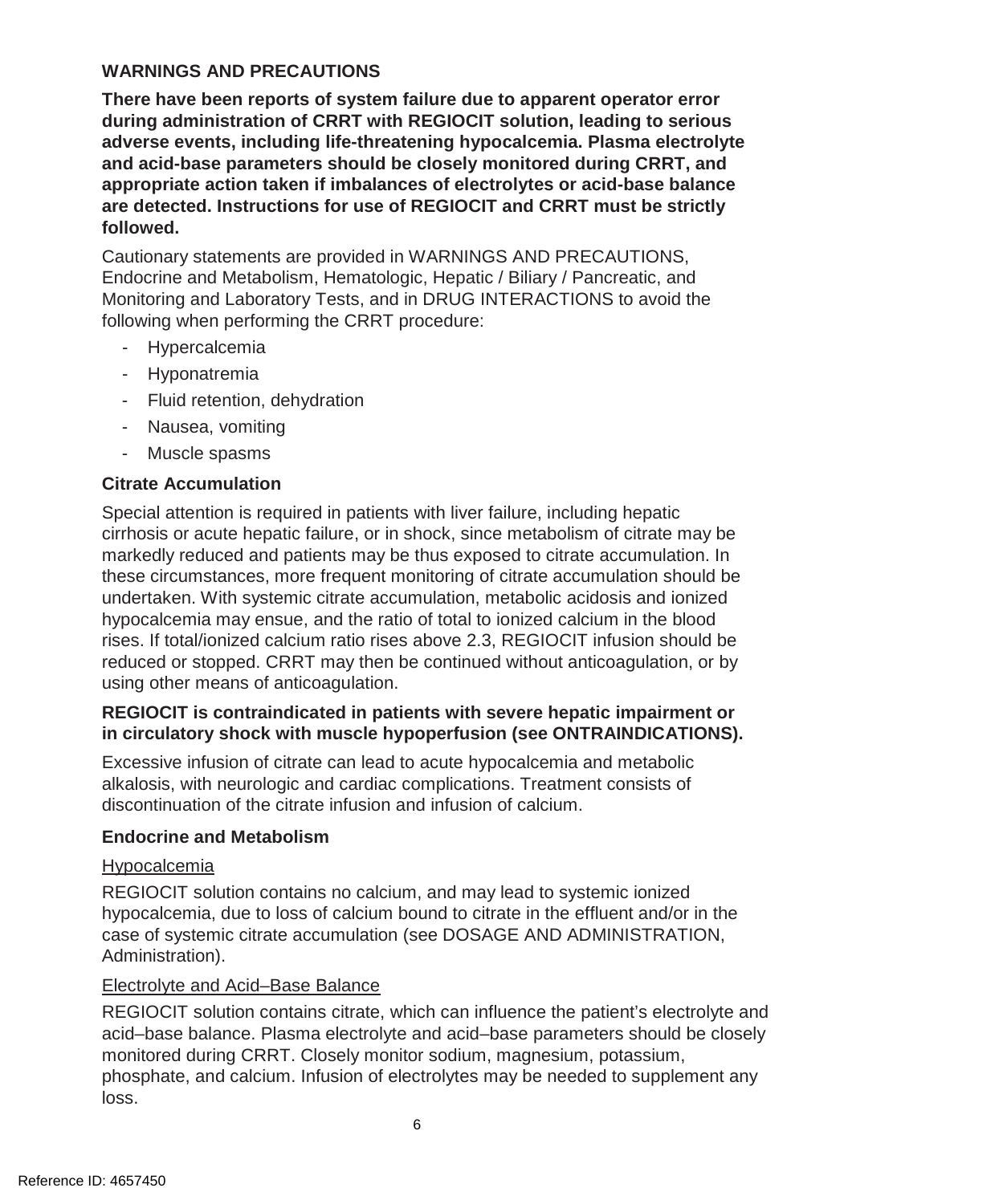## WARNINGS AND PRECAUTIONS

**There have been reports of system failure due to apparent operator error during administration of CRRT with REGIOCIT solution, leading to serious adverse events, including life-threatening hypocalcemia. Plasma electrolyte and acid-base parameters should be closely monitored during CRRT, and appropriate action taken if imbalances of electrolytes or acid-base balance are detected. Instructions for use of REGIOCIT and CRRT must be strictly followed.**

Cautionary statements are provided in WARNINGS AND PRECAUTIONS, Endocrine and Metabolism, Hematologic, Hepatic / Biliary / Pancreatic, and Monitoring and Laboratory Tests, and in DRUG INTERACTIONS to avoid the following when performing the CRRT procedure:

- Hypercalcemia
- Hyponatremia
- Fluid retention, dehydration
- Nausea, vomiting
- Muscle spasms

### Citrate Accumulation

Special attention is required in patients with liver failure, including hepatic cirrhosis or acute hepatic failure, or in shock, since metabolism of citrate may be markedly reduced and patients may be thus exposed to citrate accumulation. In these circumstances, more frequent monitoring of citrate accumulation should be undertaken. With systemic citrate accumulation, metabolic acidosis and ionized hypocalcemia may ensue, and the ratio of total to ionized calcium in the blood rises. If total/ionized calcium ratio rises above 2.3, REGIOCIT infusion should be reduced or stopped. CRRT may then be continued without anticoagulation, or by using other means of anticoagulation.

**REGIOCIT is contraindicated in patients with severe hepatic impairment or in circulatory shock with muscle hypoperfusion (see ONTRAINDICATIONS).**

Excessive infusion of citrate can lead to acute hypocalcemia and metabolic alkalosis, with neurologic and cardiac complications. Treatment consists of discontinuation of the citrate infusion and infusion of calcium.

### Endocrine and Metabolism

Hypocalcemia

REGIOCIT solution contains no calcium, and may lead to systemic ionized hypocalcemia, due to loss of calcium bound to citrate in the effluent and/or in the case of systemic citrate accumulation (see DOSAGE AND ADMINISTRATION, Administration).

Electrolyte and Acid–Base Balance

REGIOCIT solution contains citrate, which can influence the patient's electrolyte and acid–base balance. Plasma electrolyte and acid–base parameters should be closely monitored during CRRT. Closely monitor sodium, magnesium, potassium, phosphate, and calcium. Infusion of electrolytes may be needed to supplement any loss.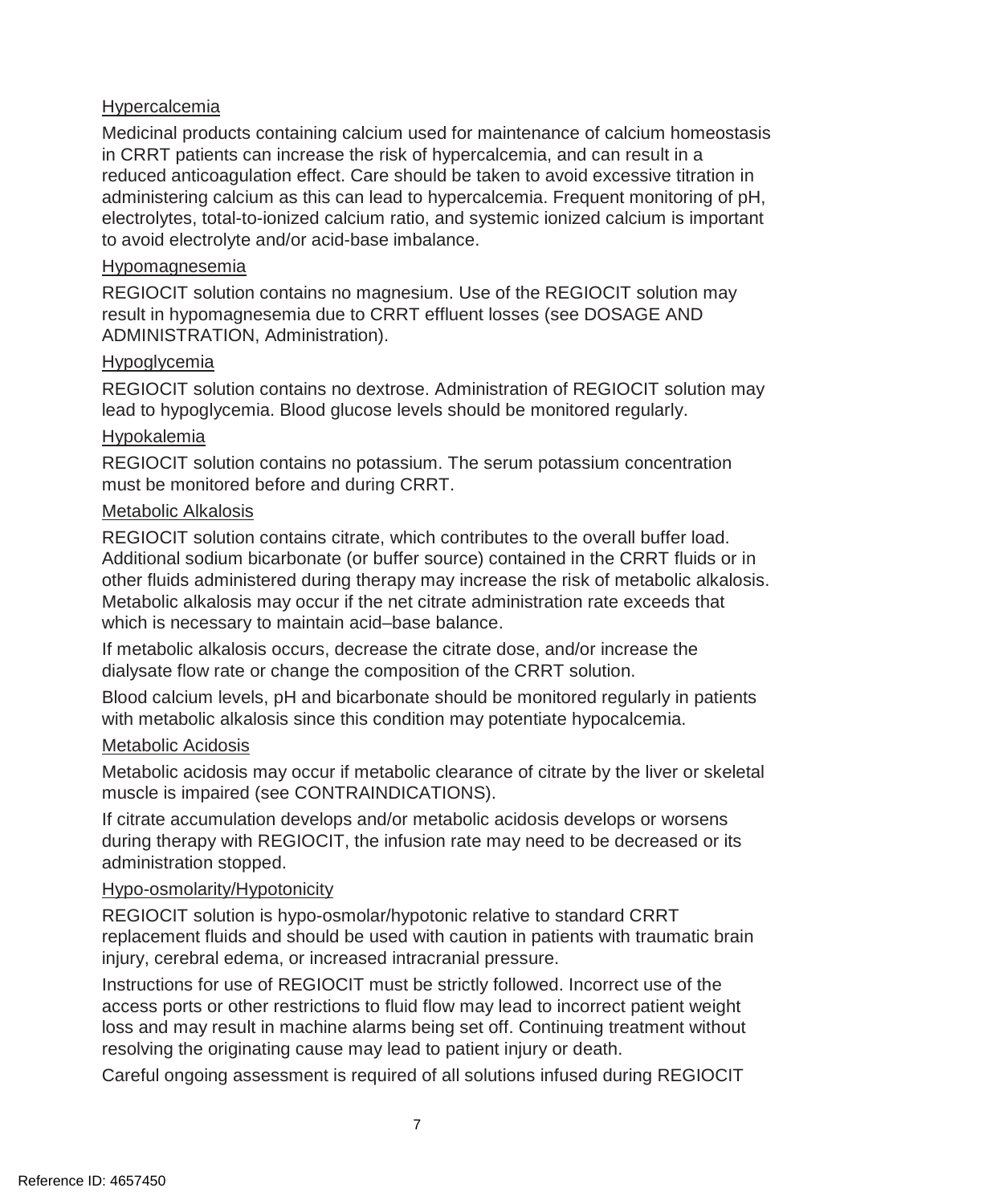Hypercalcemia

Medicinal products containing calcium used for maintenance of calcium homeostasis in CRRT patients can increase the risk of hypercalcemia, and can result in a reduced anticoagulation effect. Care should be taken to avoid excessive titration in administering calcium as this can lead to hypercalcemia. Frequent monitoring of pH, electrolytes, total-to-ionized calcium ratio, and systemic ionized calcium is important to avoid electrolyte and/or acid-base imbalance.

Hypomagnesemia

REGIOCIT solution contains no magnesium. Use of the REGIOCIT solution may result in hypomagnesemia due to CRRT effluent losses (see DOSAGE AND ADMINISTRATION, Administration).

Hypoglycemia

REGIOCIT solution contains no dextrose. Administration of REGIOCIT solution may lead to hypoglycemia. Blood glucose levels should be monitored regularly.

Hypokalemia

REGIOCIT solution contains no potassium. The serum potassium concentration must be monitored before and during CRRT.

Metabolic Alkalosis

REGIOCIT solution contains citrate, which contributes to the overall buffer load. Additional sodium bicarbonate (or buffer source) contained in the CRRT fluids or in other fluids administered during therapy may increase the risk of metabolic alkalosis. Metabolic alkalosis may occur if the net citrate administration rate exceeds that which is necessary to maintain acid–base balance.

If metabolic alkalosis occurs, decrease the citrate dose, and/or increase the dialysate flow rate or change the composition of the CRRT solution.

Blood calcium levels, pH and bicarbonate should be monitored regularly in patients with metabolic alkalosis since this condition may potentiate hypocalcemia.

Metabolic Acidosis

Metabolic acidosis may occur if metabolic clearance of citrate by the liver or skeletal muscle is impaired (see CONTRAINDICATIONS).

If citrate accumulation develops and/or metabolic acidosis develops or worsens during therapy with REGIOCIT, the infusion rate may need to be decreased or its administration stopped.

Hypo-osmolarity/Hypotonicity

REGIOCIT solution is hypo-osmolar/hypotonic relative to standard CRRT replacement fluids and should be used with caution in patients with traumatic brain injury, cerebral edema, or increased intracranial pressure.

Instructions for use of REGIOCIT must be strictly followed. Incorrect use of the access ports or other restrictions to fluid flow may lead to incorrect patient weight loss and may result in machine alarms being set off. Continuing treatment without resolving the originating cause may lead to patient injury or death.

Careful ongoing assessment is required of all solutions infused during REGIOCIT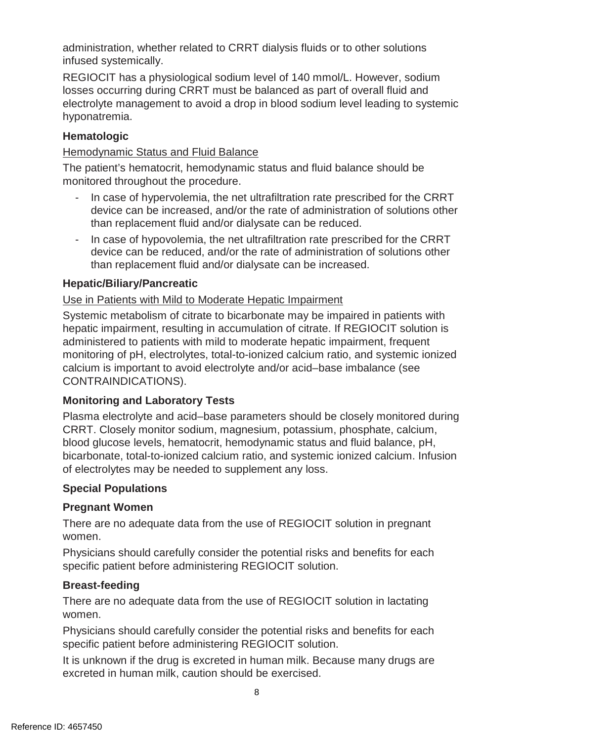administration, whether related to CRRT dialysis fluids or to other solutions infused systemically.

REGIOCIT has a physiological sodium level of 140 mmol/L. However, sodium losses occurring during CRRT must be balanced as part of overall fluid and electrolyte management to avoid a drop in blood sodium level leading to systemic hyponatremia.

**Hematologic**

Hemodynamic Status and Fluid Balance

The patient's hematocrit, hemodynamic status and fluid balance should be monitored throughout the procedure.

- In case of hypervolemia, the net ultrafiltration rate prescribed for the CRRT device can be increased, and/or the rate of administration of solutions other than replacement fluid and/or dialysate can be reduced.
- In case of hypovolemia, the net ultrafiltration rate prescribed for the CRRT device can be reduced, and/or the rate of administration of solutions other than replacement fluid and/or dialysate can be increased.

**Hepatic/Biliary/Pancreatic**

Use in Patients with Mild to Moderate Hepatic Impairment

Systemic metabolism of citrate to bicarbonate may be impaired in patients with hepatic impairment, resulting in accumulation of citrate. If REGIOCIT solution is administered to patients with mild to moderate hepatic impairment, frequent monitoring of pH, electrolytes, total-to-ionized calcium ratio, and systemic ionized calcium is important to avoid electrolyte and/or acid–base imbalance (see CONTRAINDICATIONS).

**Monitoring and Laboratory Tests**

Plasma electrolyte and acid–base parameters should be closely monitored during CRRT. Closely monitor sodium, magnesium, potassium, phosphate, calcium, blood glucose levels, hematocrit, hemodynamic status and fluid balance, pH, bicarbonate, total-to-ionized calcium ratio, and systemic ionized calcium. Infusion of electrolytes may be needed to supplement any loss.

**Special Populations**

**Pregnant Women**

There are no adequate data from the use of REGIOCIT solution in pregnant women.

Physicians should carefully consider the potential risks and benefits for each specific patient before administering REGIOCIT solution.

**Breast-feeding**

There are no adequate data from the use of REGIOCIT solution in lactating women.

Physicians should carefully consider the potential risks and benefits for each specific patient before administering REGIOCIT solution.

It is unknown if the drug is excreted in human milk. Because many drugs are excreted in human milk, caution should be exercised.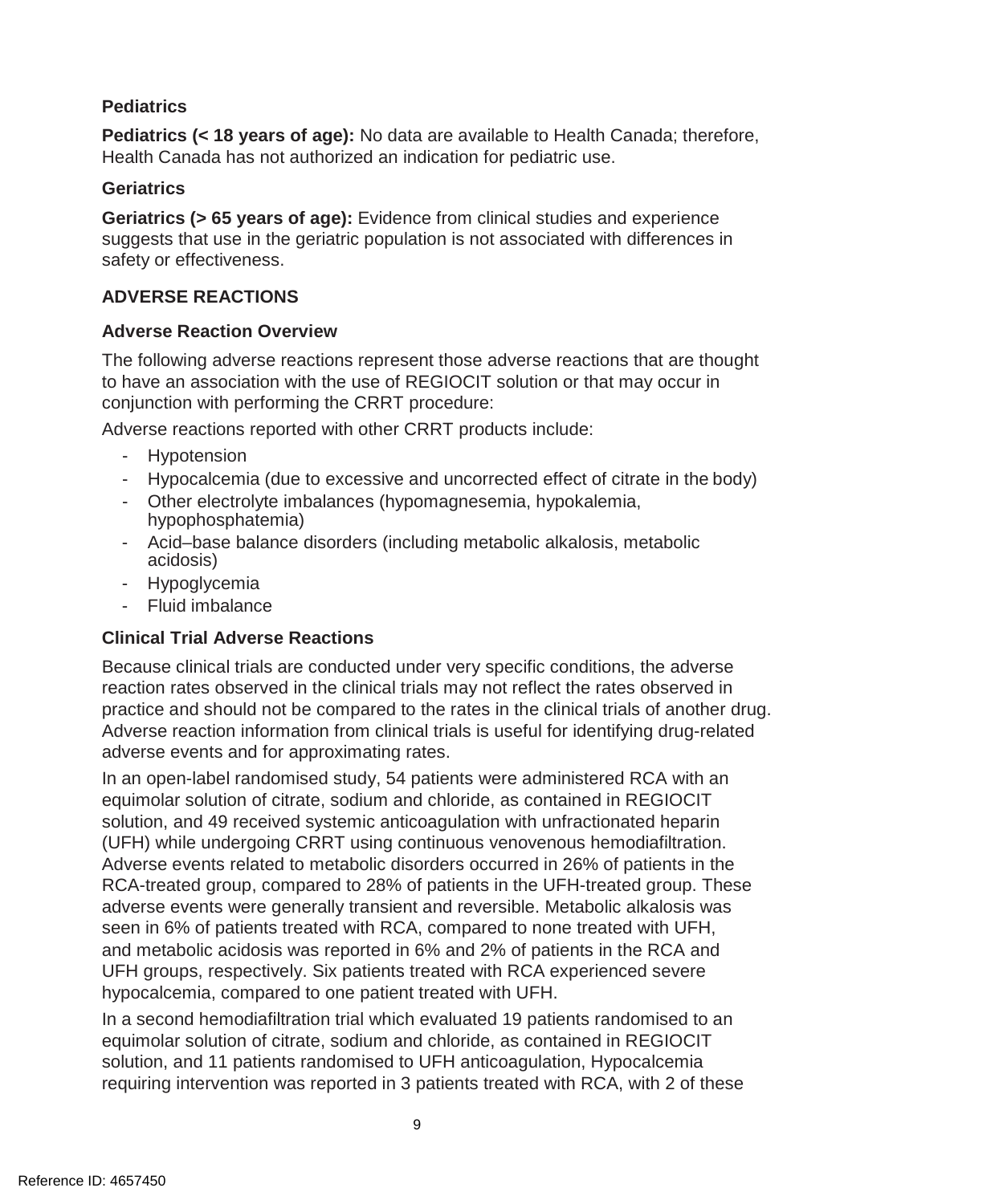### Pediatrics

**Pediatrics (< 18 years of age):** No data are available to Health Canada; therefore, Health Canada has not authorized an indication for pediatric use.

### Geriatrics

**Geriatrics (> 65 years of age):** Evidence from clinical studies and experience suggests that use in the geriatric population is not associated with differences in safety or effectiveness.

## ADVERSE REACTIONS

### Adverse Reaction Overview

The following adverse reactions represent those adverse reactions that are thought to have an association with the use of REGIOCIT solution or that may occur in conjunction with performing the CRRT procedure:

Adverse reactions reported with other CRRT products include:

- Hypotension
- Hypocalcemia (due to excessive and uncorrected effect of citrate in the body)
- Other electrolyte imbalances (hypomagnesemia, hypokalemia, hypophosphatemia)
- Acid–base balance disorders (including metabolic alkalosis, metabolic acidosis)
- Hypoglycemia
- Fluid imbalance

### Clinical Trial Adverse Reactions

Because clinical trials are conducted under very specific conditions, the adverse reaction rates observed in the clinical trials may not reflect the rates observed in practice and should not be compared to the rates in the clinical trials of another drug. Adverse reaction information from clinical trials is useful for identifying drug-related adverse events and for approximating rates.

In an open-label randomised study, 54 patients were administered RCA with an equimolar solution of citrate, sodium and chloride, as contained in REGIOCIT solution, and 49 received systemic anticoagulation with unfractionated heparin (UFH) while undergoing CRRT using continuous venovenous hemodiafiltration. Adverse events related to metabolic disorders occurred in 26% of patients in the RCA-treated group, compared to 28% of patients in the UFH-treated group. These adverse events were generally transient and reversible. Metabolic alkalosis was seen in 6% of patients treated with RCA, compared to none treated with UFH, and metabolic acidosis was reported in 6% and 2% of patients in the RCA and UFH groups, respectively. Six patients treated with RCA experienced severe hypocalcemia, compared to one patient treated with UFH.

In a second hemodiafiltration trial which evaluated 19 patients randomised to an equimolar solution of citrate, sodium and chloride, as contained in REGIOCIT solution, and 11 patients randomised to UFH anticoagulation, Hypocalcemia requiring intervention was reported in 3 patients treated with RCA, with 2 of these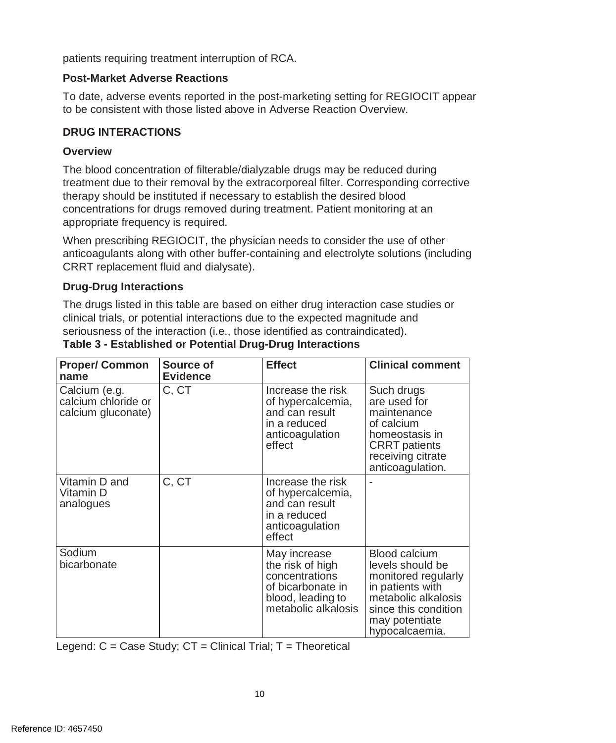patients requiring treatment interruption of RCA.

**Post-Market Adverse Reactions**

To date, adverse events reported in the post-marketing setting for REGIOCIT appear to be consistent with those listed above in Adverse Reaction Overview.

## DRUG INTERACTIONS

### Overview

The blood concentration of filterable/dialyzable drugs may be reduced during treatment due to their removal by the extracorporeal filter. Corresponding corrective therapy should be instituted if necessary to establish the desired blood concentrations for drugs removed during treatment. Patient monitoring at an appropriate frequency is required.

When prescribing REGIOCIT, the physician needs to consider the use of other anticoagulants along with other buffer-containing and electrolyte solutions (including CRRT replacement fluid and dialysate).

### Drug-Drug Interactions

The drugs listed in this table are based on either drug interaction case studies or clinical trials, or potential interactions due to the expected magnitude and seriousness of the interaction (i.e., those identified as contraindicated).

**Table 3 - Established or Potential Drug-Drug Interactions**

| Proper/ Common name | Source of Evidence | Effect | Clinical comment |
|---|---|---|---|
| Calcium (e.g. calcium chloride or calcium gluconate) | C, CT | Increase the risk of hypercalcemia, and can result in a reduced anticoagulation effect | Such drugs are used for maintenance of calcium homeostasis in CRRT patients receiving citrate anticoagulation. |
| Vitamin D and Vitamin D analogues | C, CT | Increase the risk of hypercalcemia, and can result in a reduced anticoagulation effect | - |
| Sodium bicarbonate | | May increase the risk of high concentrations of bicarbonate in blood, leading to metabolic alkalosis | Blood calcium levels should be monitored regularly in patients with metabolic alkalosis since this condition may potentiate hypocalcaemia. |

Legend: C = Case Study; CT = Clinical Trial; T = Theoretical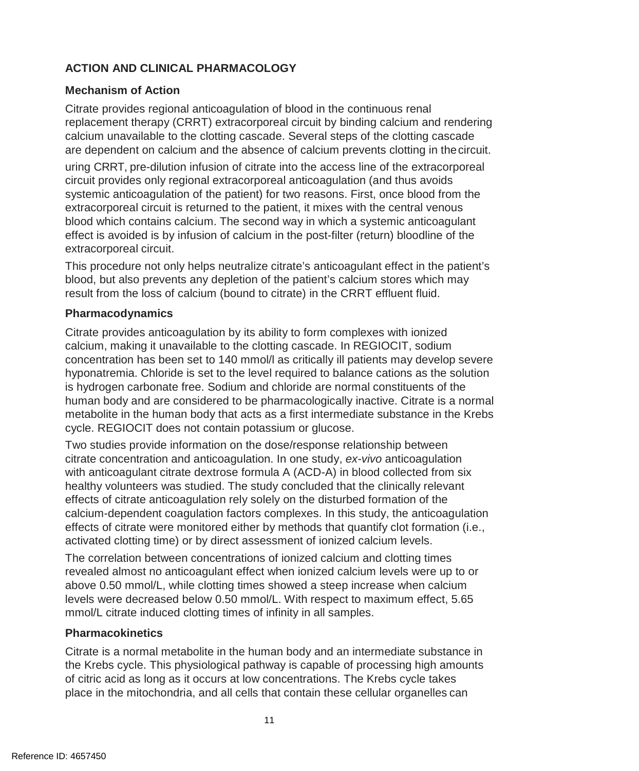## ACTION AND CLINICAL PHARMACOLOGY

### Mechanism of Action

Citrate provides regional anticoagulation of blood in the continuous renal replacement therapy (CRRT) extracorporeal circuit by binding calcium and rendering calcium unavailable to the clotting cascade. Several steps of the clotting cascade are dependent on calcium and the absence of calcium prevents clotting in the circuit.

uring CRRT, pre-dilution infusion of citrate into the access line of the extracorporeal circuit provides only regional extracorporeal anticoagulation (and thus avoids systemic anticoagulation of the patient) for two reasons. First, once blood from the extracorporeal circuit is returned to the patient, it mixes with the central venous blood which contains calcium. The second way in which a systemic anticoagulant effect is avoided is by infusion of calcium in the post-filter (return) bloodline of the extracorporeal circuit.

This procedure not only helps neutralize citrate's anticoagulant effect in the patient's blood, but also prevents any depletion of the patient's calcium stores which may result from the loss of calcium (bound to citrate) in the CRRT effluent fluid.

### Pharmacodynamics

Citrate provides anticoagulation by its ability to form complexes with ionized calcium, making it unavailable to the clotting cascade. In REGIOCIT, sodium concentration has been set to 140 mmol/l as critically ill patients may develop severe hyponatremia. Chloride is set to the level required to balance cations as the solution is hydrogen carbonate free. Sodium and chloride are normal constituents of the human body and are considered to be pharmacologically inactive. Citrate is a normal metabolite in the human body that acts as a first intermediate substance in the Krebs cycle. REGIOCIT does not contain potassium or glucose.

Two studies provide information on the dose/response relationship between citrate concentration and anticoagulation. In one study, *ex-vivo* anticoagulation with anticoagulant citrate dextrose formula A (ACD-A) in blood collected from six healthy volunteers was studied. The study concluded that the clinically relevant effects of citrate anticoagulation rely solely on the disturbed formation of the calcium-dependent coagulation factors complexes. In this study, the anticoagulation effects of citrate were monitored either by methods that quantify clot formation (i.e., activated clotting time) or by direct assessment of ionized calcium levels.

The correlation between concentrations of ionized calcium and clotting times revealed almost no anticoagulant effect when ionized calcium levels were up to or above 0.50 mmol/L, while clotting times showed a steep increase when calcium levels were decreased below 0.50 mmol/L. With respect to maximum effect, 5.65 mmol/L citrate induced clotting times of infinity in all samples.

### Pharmacokinetics

Citrate is a normal metabolite in the human body and an intermediate substance in the Krebs cycle. This physiological pathway is capable of processing high amounts of citric acid as long as it occurs at low concentrations. The Krebs cycle takes place in the mitochondria, and all cells that contain these cellular organelles can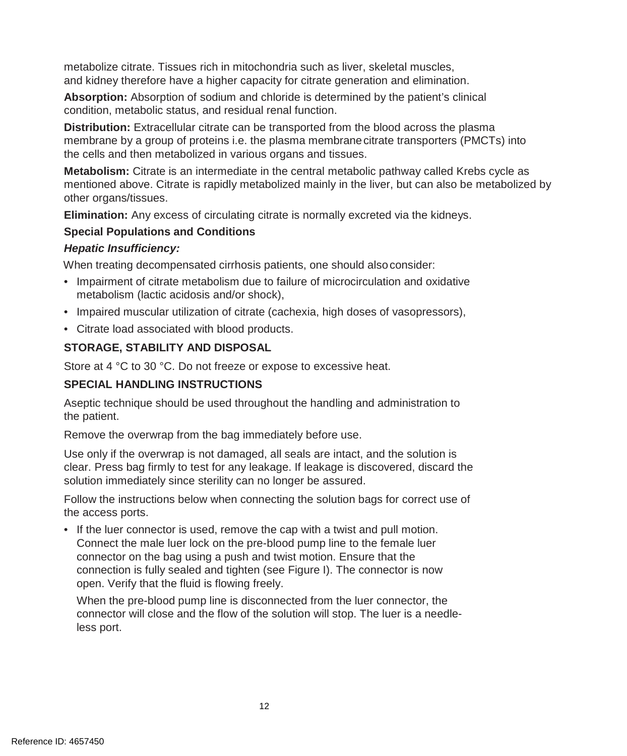metabolize citrate. Tissues rich in mitochondria such as liver, skeletal muscles, and kidney therefore have a higher capacity for citrate generation and elimination.

**Absorption:** Absorption of sodium and chloride is determined by the patient's clinical condition, metabolic status, and residual renal function.

**Distribution:** Extracellular citrate can be transported from the blood across the plasma membrane by a group of proteins i.e. the plasma membrane citrate transporters (PMCTs) into the cells and then metabolized in various organs and tissues.

**Metabolism:** Citrate is an intermediate in the central metabolic pathway called Krebs cycle as mentioned above. Citrate is rapidly metabolized mainly in the liver, but can also be metabolized by other organs/tissues.

**Elimination:** Any excess of circulating citrate is normally excreted via the kidneys.

**Special Populations and Conditions**

***Hepatic Insufficiency:***

When treating decompensated cirrhosis patients, one should also consider:

- Impairment of citrate metabolism due to failure of microcirculation and oxidative metabolism (lactic acidosis and/or shock),
- Impaired muscular utilization of citrate (cachexia, high doses of vasopressors),
- Citrate load associated with blood products.

## STORAGE, STABILITY AND DISPOSAL

Store at 4 °C to 30 °C. Do not freeze or expose to excessive heat.

## SPECIAL HANDLING INSTRUCTIONS

Aseptic technique should be used throughout the handling and administration to the patient.

Remove the overwrap from the bag immediately before use.

Use only if the overwrap is not damaged, all seals are intact, and the solution is clear. Press bag firmly to test for any leakage. If leakage is discovered, discard the solution immediately since sterility can no longer be assured.

Follow the instructions below when connecting the solution bags for correct use of the access ports.

- If the luer connector is used, remove the cap with a twist and pull motion. Connect the male luer lock on the pre-blood pump line to the female luer connector on the bag using a push and twist motion. Ensure that the connection is fully sealed and tighten (see Figure I). The connector is now open. Verify that the fluid is flowing freely.

  When the pre-blood pump line is disconnected from the luer connector, the connector will close and the flow of the solution will stop. The luer is a needle-less port.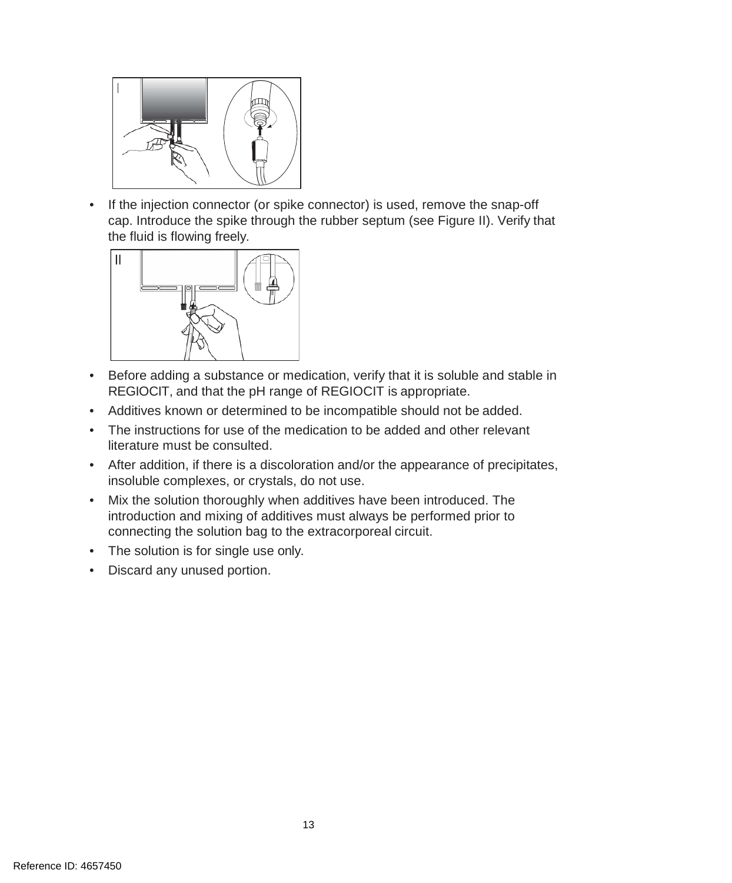I

- If the injection connector (or spike connector) is used, remove the snap-off cap. Introduce the spike through the rubber septum (see Figure II). Verify that the fluid is flowing freely.

II

- Before adding a substance or medication, verify that it is soluble and stable in REGIOCIT, and that the pH range of REGIOCIT is appropriate.
- Additives known or determined to be incompatible should not be added.
- The instructions for use of the medication to be added and other relevant literature must be consulted.
- After addition, if there is a discoloration and/or the appearance of precipitates, insoluble complexes, or crystals, do not use.
- Mix the solution thoroughly when additives have been introduced. The introduction and mixing of additives must always be performed prior to connecting the solution bag to the extracorporeal circuit.
- The solution is for single use only.
- Discard any unused portion.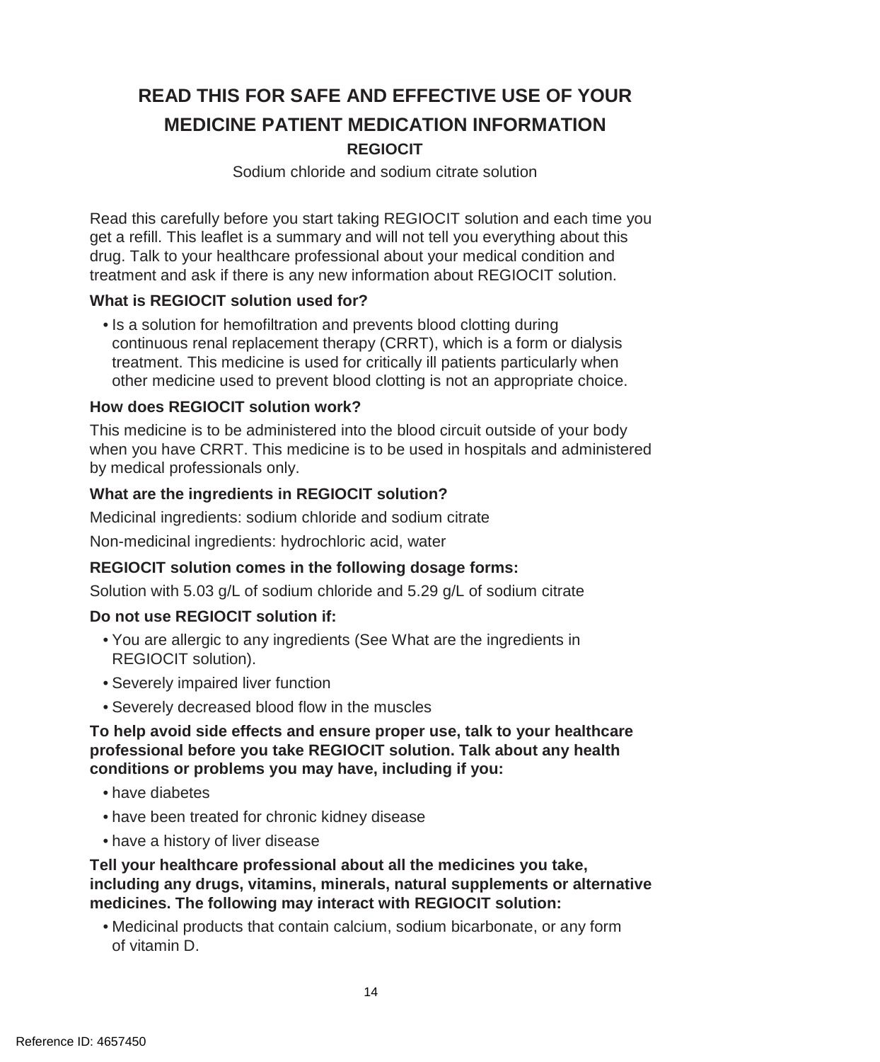# READ THIS FOR SAFE AND EFFECTIVE USE OF YOUR MEDICINE PATIENT MEDICATION INFORMATION

## REGIOCIT

Sodium chloride and sodium citrate solution

Read this carefully before you start taking REGIOCIT solution and each time you get a refill. This leaflet is a summary and will not tell you everything about this drug. Talk to your healthcare professional about your medical condition and treatment and ask if there is any new information about REGIOCIT solution.

**What is REGIOCIT solution used for?**

- Is a solution for hemofiltration and prevents blood clotting during continuous renal replacement therapy (CRRT), which is a form or dialysis treatment. This medicine is used for critically ill patients particularly when other medicine used to prevent blood clotting is not an appropriate choice.

**How does REGIOCIT solution work?**

This medicine is to be administered into the blood circuit outside of your body when you have CRRT. This medicine is to be used in hospitals and administered by medical professionals only.

**What are the ingredients in REGIOCIT solution?**

Medicinal ingredients: sodium chloride and sodium citrate

Non-medicinal ingredients: hydrochloric acid, water

**REGIOCIT solution comes in the following dosage forms:**

Solution with 5.03 g/L of sodium chloride and 5.29 g/L of sodium citrate

**Do not use REGIOCIT solution if:**

- You are allergic to any ingredients (See What are the ingredients in REGIOCIT solution).
- Severely impaired liver function
- Severely decreased blood flow in the muscles

**To help avoid side effects and ensure proper use, talk to your healthcare professional before you take REGIOCIT solution. Talk about any health conditions or problems you may have, including if you:**

- have diabetes
- have been treated for chronic kidney disease
- have a history of liver disease

**Tell your healthcare professional about all the medicines you take, including any drugs, vitamins, minerals, natural supplements or alternative medicines. The following may interact with REGIOCIT solution:**

- Medicinal products that contain calcium, sodium bicarbonate, or any form of vitamin D.

Reference ID: 4657450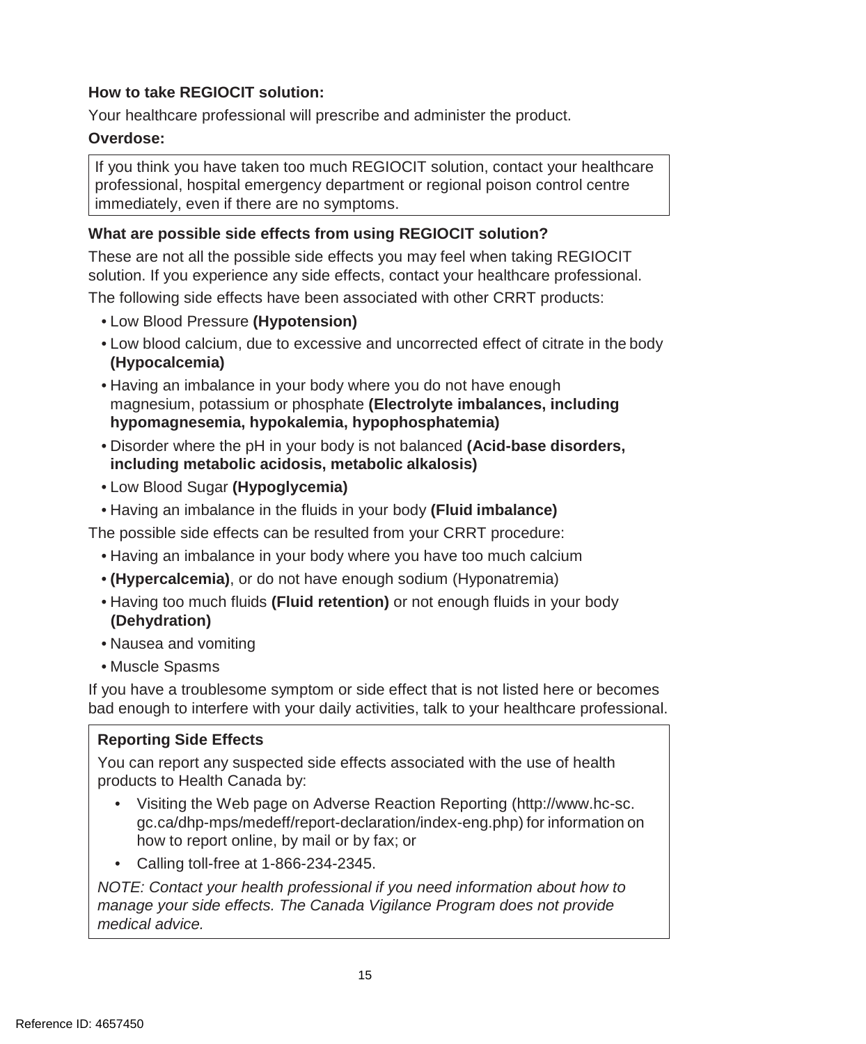**How to take REGIOCIT solution:**

Your healthcare professional will prescribe and administer the product.

**Overdose:**

> If you think you have taken too much REGIOCIT solution, contact your healthcare professional, hospital emergency department or regional poison control centre immediately, even if there are no symptoms.

**What are possible side effects from using REGIOCIT solution?**

These are not all the possible side effects you may feel when taking REGIOCIT solution. If you experience any side effects, contact your healthcare professional.

The following side effects have been associated with other CRRT products:

- Low Blood Pressure **(Hypotension)**
- Low blood calcium, due to excessive and uncorrected effect of citrate in the body **(Hypocalcemia)**
- Having an imbalance in your body where you do not have enough magnesium, potassium or phosphate **(Electrolyte imbalances, including hypomagnesemia, hypokalemia, hypophosphatemia)**
- Disorder where the pH in your body is not balanced **(Acid-base disorders, including metabolic acidosis, metabolic alkalosis)**
- Low Blood Sugar **(Hypoglycemia)**
- Having an imbalance in the fluids in your body **(Fluid imbalance)**

The possible side effects can be resulted from your CRRT procedure:

- Having an imbalance in your body where you have too much calcium
- **(Hypercalcemia)**, or do not have enough sodium (Hyponatremia)
- Having too much fluids **(Fluid retention)** or not enough fluids in your body **(Dehydration)**
- Nausea and vomiting
- Muscle Spasms

If you have a troublesome symptom or side effect that is not listed here or becomes bad enough to interfere with your daily activities, talk to your healthcare professional.

> **Reporting Side Effects**
>
> You can report any suspected side effects associated with the use of health products to Health Canada by:
>
> - Visiting the Web page on Adverse Reaction Reporting (http://www.hc-sc.gc.ca/dhp-mps/medeff/report-declaration/index-eng.php) for information on how to report online, by mail or by fax; or
> - Calling toll-free at 1-866-234-2345.
>
> *NOTE: Contact your health professional if you need information about how to manage your side effects. The Canada Vigilance Program does not provide medical advice.*

Reference ID: 4657450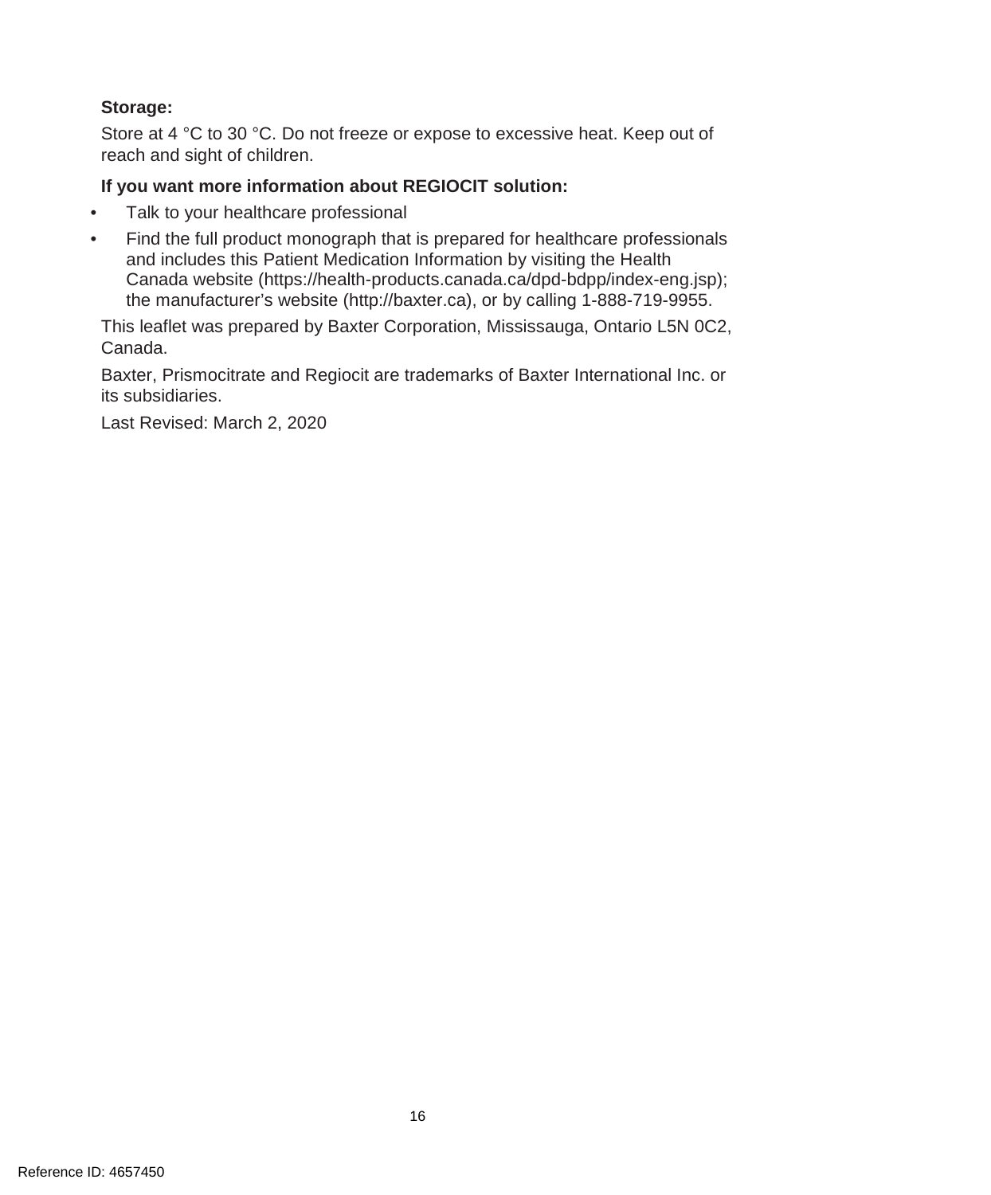**Storage:**

Store at 4 °C to 30 °C. Do not freeze or expose to excessive heat. Keep out of reach and sight of children.

**If you want more information about REGIOCIT solution:**

- Talk to your healthcare professional
- Find the full product monograph that is prepared for healthcare professionals and includes this Patient Medication Information by visiting the Health Canada website (https://health-products.canada.ca/dpd-bdpp/index-eng.jsp); the manufacturer's website (http://baxter.ca), or by calling 1-888-719-9955.

This leaflet was prepared by Baxter Corporation, Mississauga, Ontario L5N 0C2, Canada.

Baxter, Prismocitrate and Regiocit are trademarks of Baxter International Inc. or its subsidiaries.

Last Revised: March 2, 2020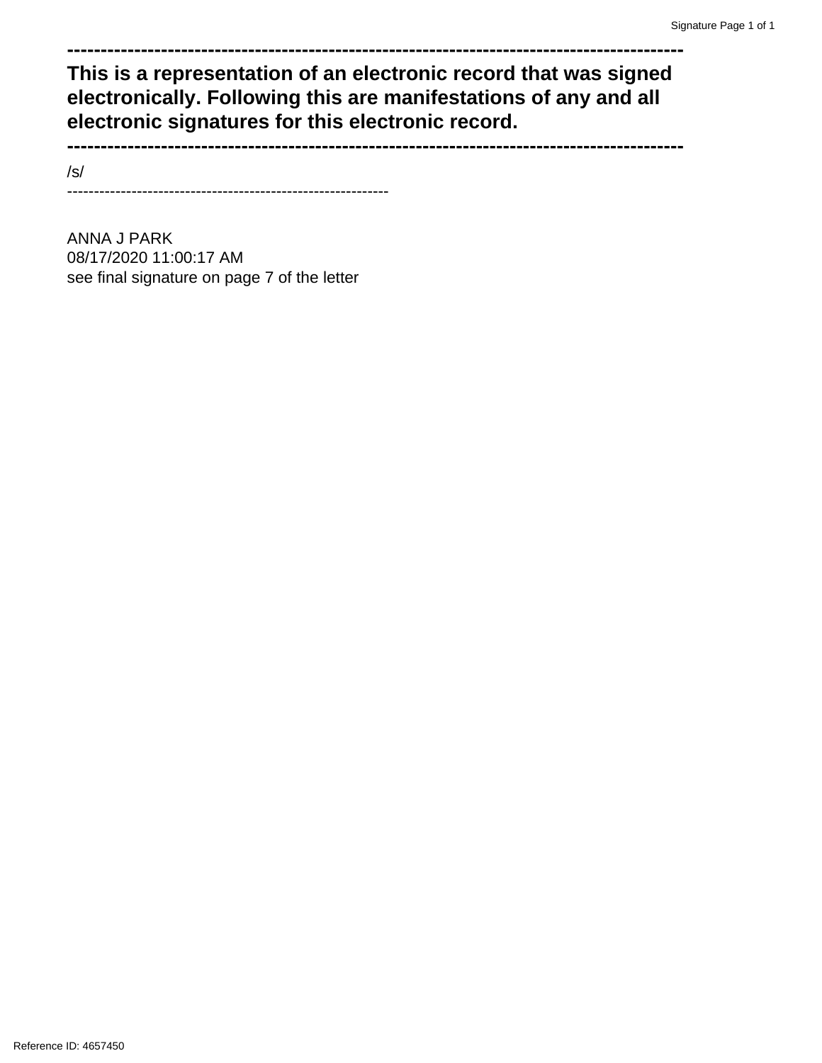---

**This is a representation of an electronic record that was signed electronically. Following this are manifestations of any and all electronic signatures for this electronic record.**

---

/s/

------------------------------------------------------------

ANNA J PARK
08/17/2020 11:00:17 AM
see final signature on page 7 of the letter

Reference ID: 4657450